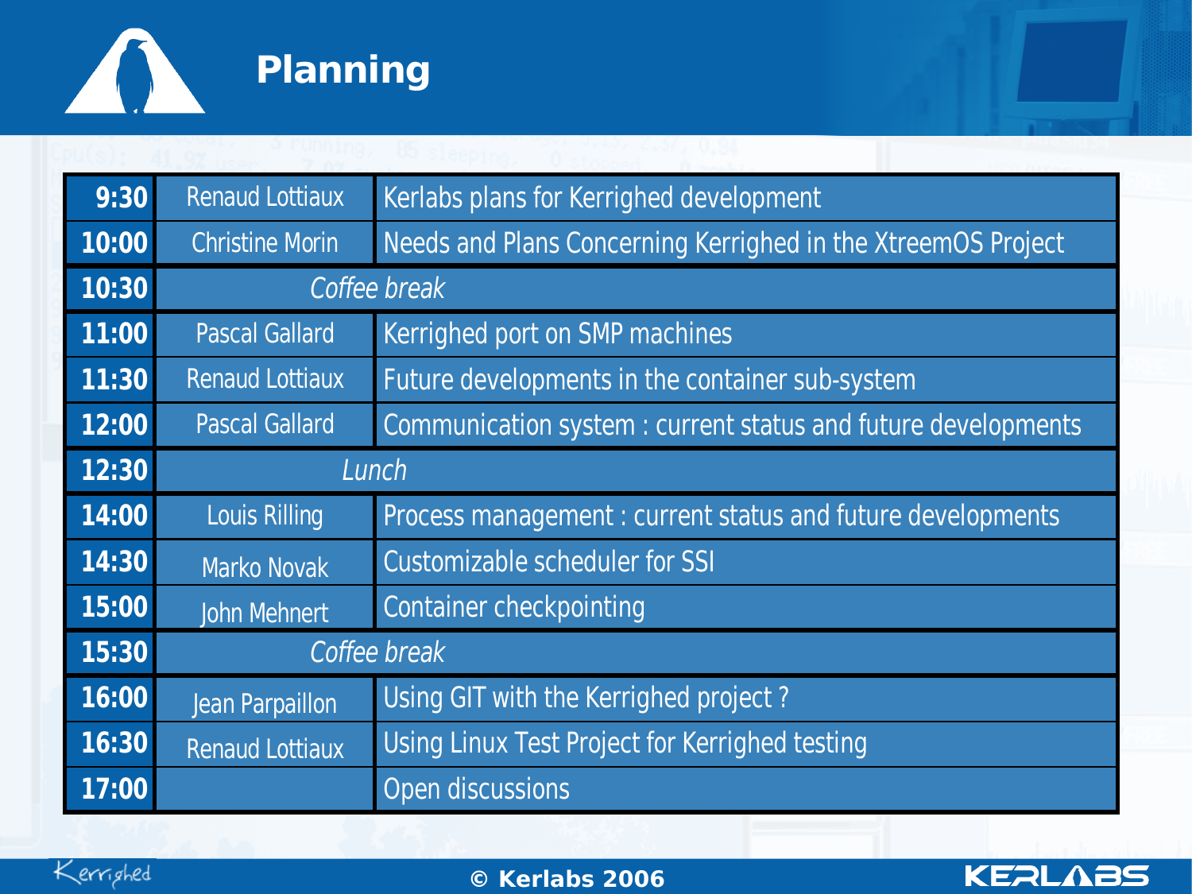# Planning

| | | |
|---|---|---|
| 9:30 | Renaud Lottiaux | Kerlabs plans for Kerrighed development |
| 10:00 | Christine Morin | Needs and Plans Concerning Kerrighed in the XtreemOS Project |
| 10:30 | *Coffee break* | |
| 11:00 | Pascal Gallard | Kerrighed port on SMP machines |
| 11:30 | Renaud Lottiaux | Future developments in the container sub-system |
| 12:00 | Pascal Gallard | Communication system : current status and future developments |
| 12:30 | *Lunch* | |
| 14:00 | Louis Rilling | Process management : current status and future developments |
| 14:30 | Marko Novak | Customizable scheduler for SSI |
| 15:00 | John Mehnert | Container checkpointing |
| 15:30 | *Coffee break* | |
| 16:00 | Jean Parpaillon | Using GIT with the Kerrighed project ? |
| 16:30 | Renaud Lottiaux | Using Linux Test Project for Kerrighed testing |
| 17:00 | | Open discussions |

© Kerlabs 2006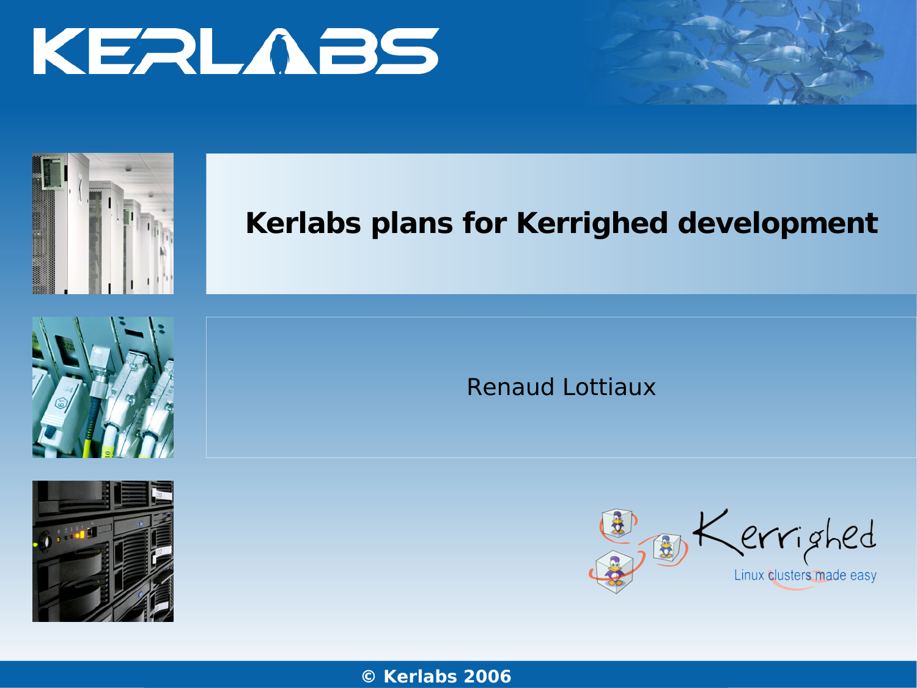# Kerlabs plans for Kerrighed development

Renaud Lottiaux

Kerrighed

Linux clusters made easy

© Kerlabs 2006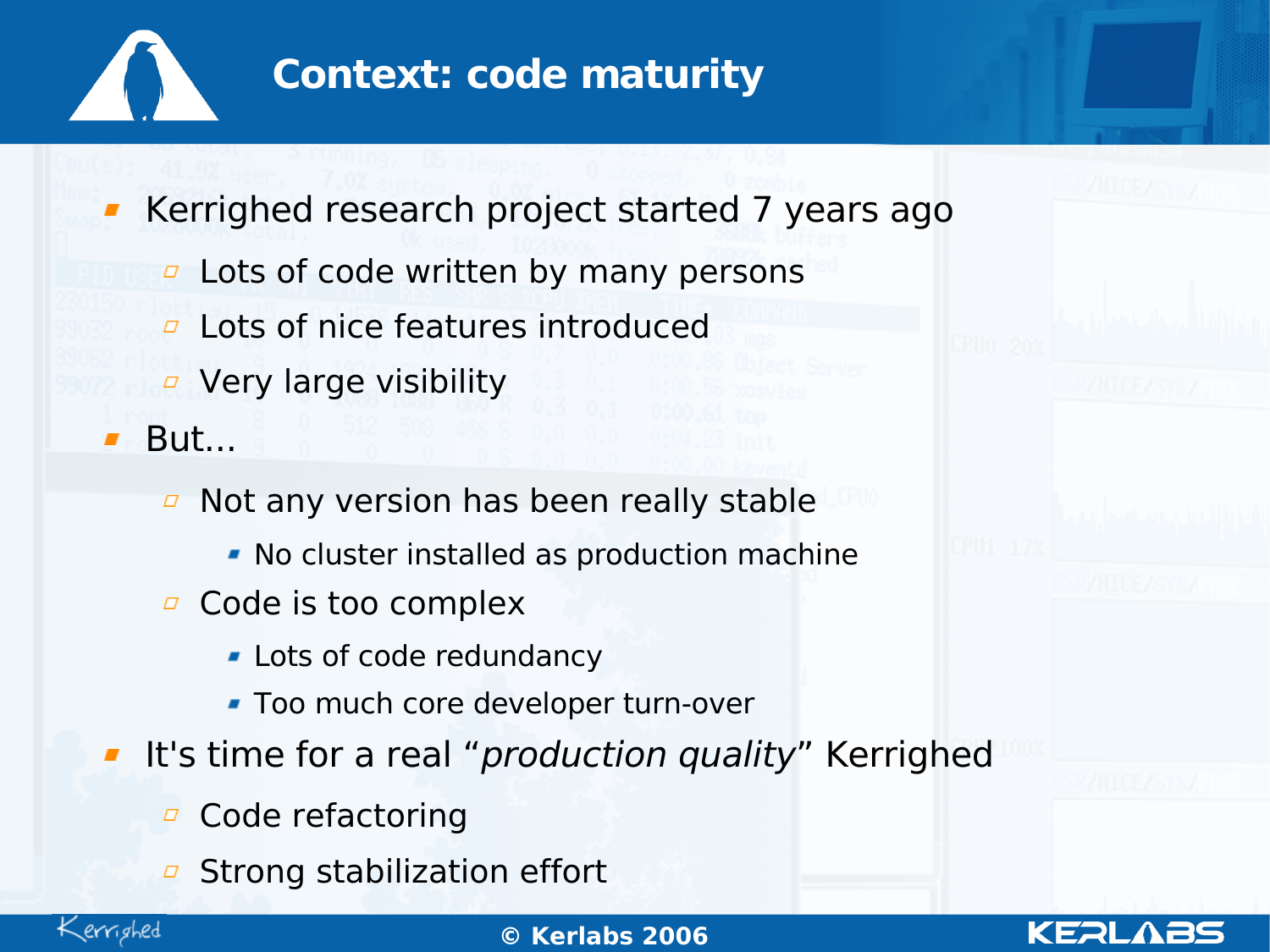# Context: code maturity

- Kerrighed research project started 7 years ago
  - Lots of code written by many persons
  - Lots of nice features introduced
  - Very large visibility
- But...
  - Not any version has been really stable
    - No cluster installed as production machine
  - Code is too complex
    - Lots of code redundancy
    - Too much core developer turn-over
- It's time for a real "*production quality*" Kerrighed
  - Code refactoring
  - Strong stabilization effort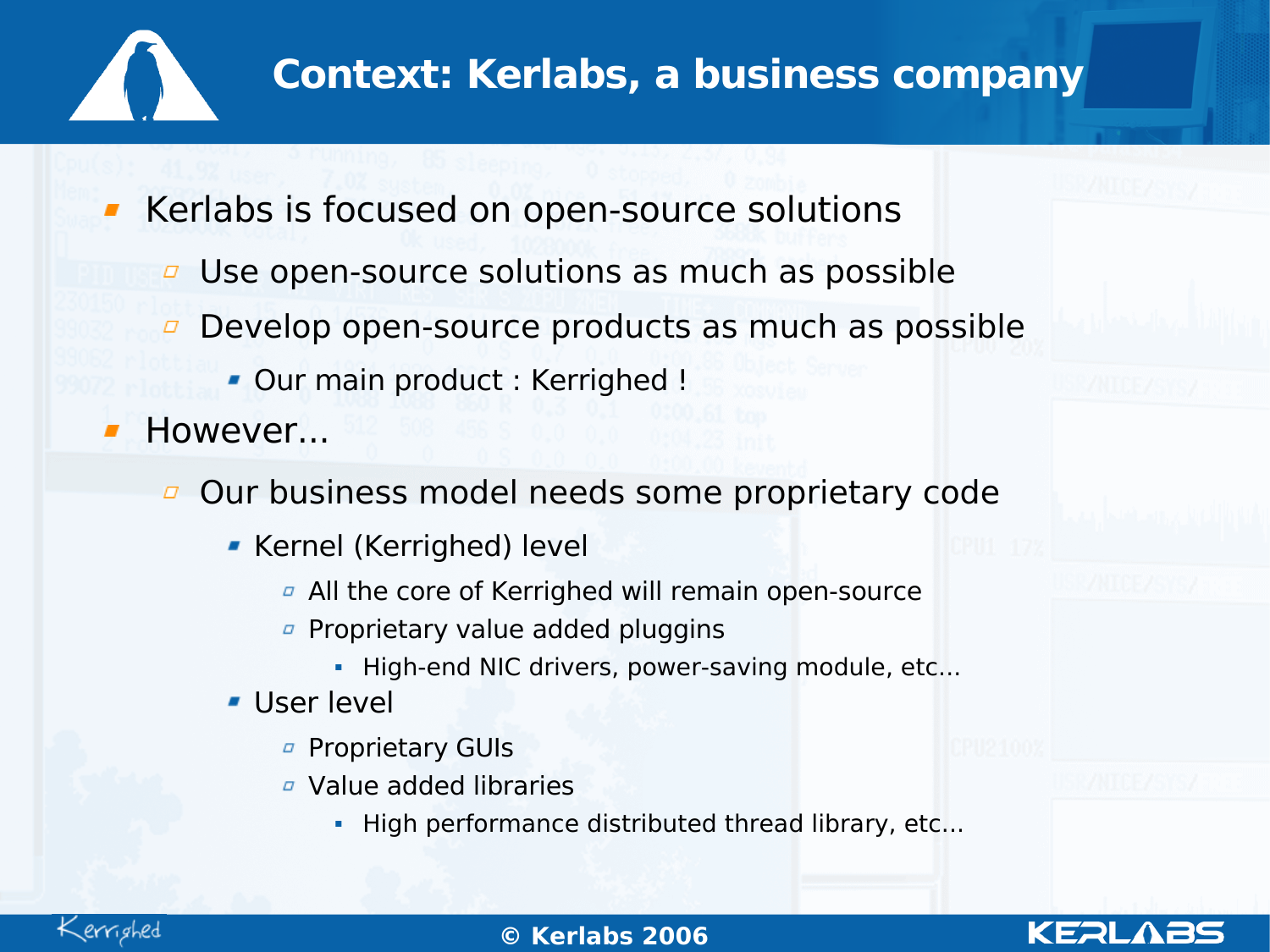# Context: Kerlabs, a business company

- Kerlabs is focused on open-source solutions
  - Use open-source solutions as much as possible
  - Develop open-source products as much as possible
    - Our main product : Kerrighed !
- However...
  - Our business model needs some proprietary code
    - Kernel (Kerrighed) level
      - All the core of Kerrighed will remain open-source
      - Proprietary value added pluggins
        - High-end NIC drivers, power-saving module, etc...
    - User level
      - Proprietary GUIs
      - Value added libraries
        - High performance distributed thread library, etc...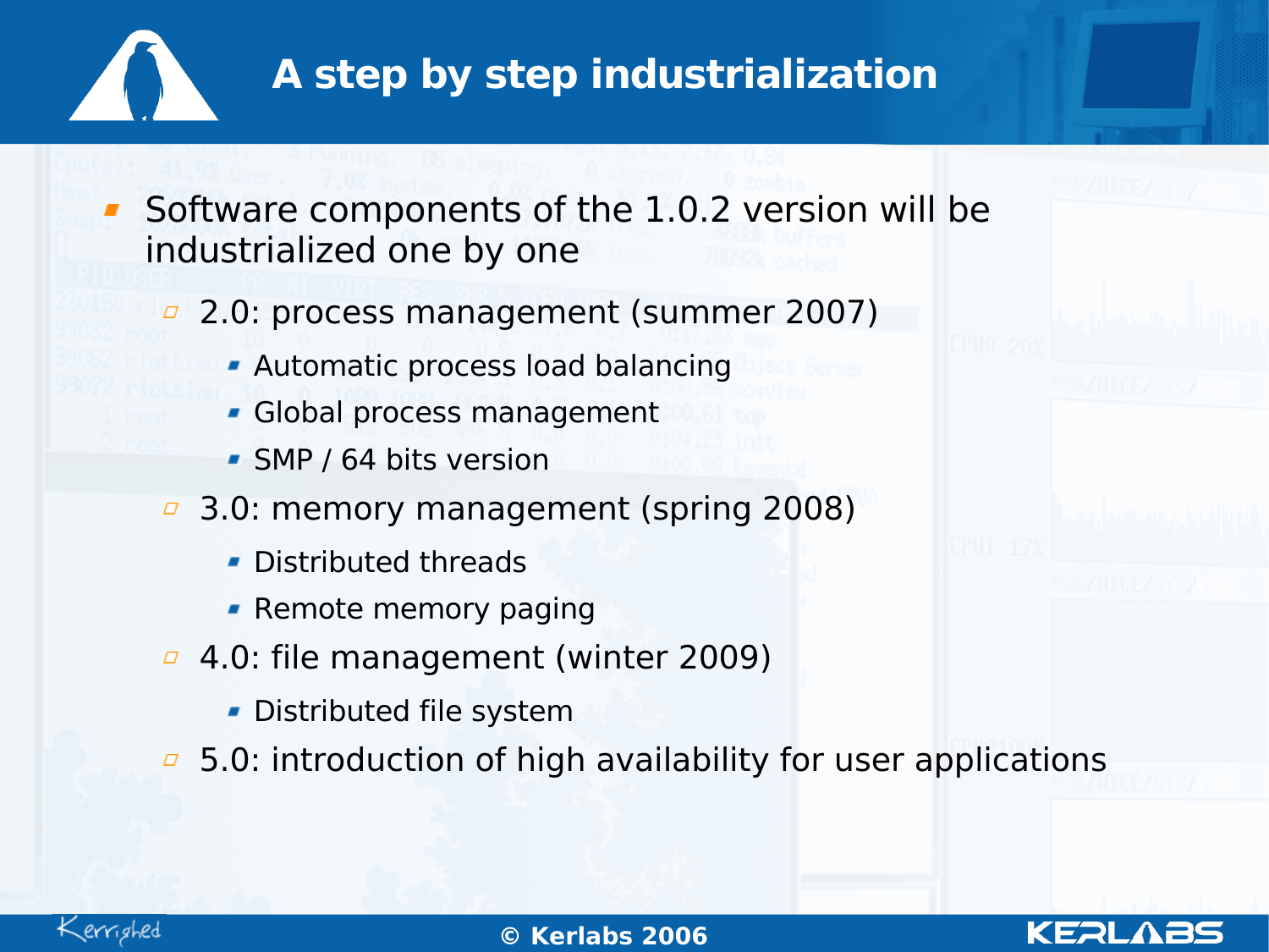# A step by step industrialization

- Software components of the 1.0.2 version will be industrialized one by one
  - 2.0: process management (summer 2007)
    - Automatic process load balancing
    - Global process management
    - SMP / 64 bits version
  - 3.0: memory management (spring 2008)
    - Distributed threads
    - Remote memory paging
  - 4.0: file management (winter 2009)
    - Distributed file system
  - 5.0: introduction of high availability for user applications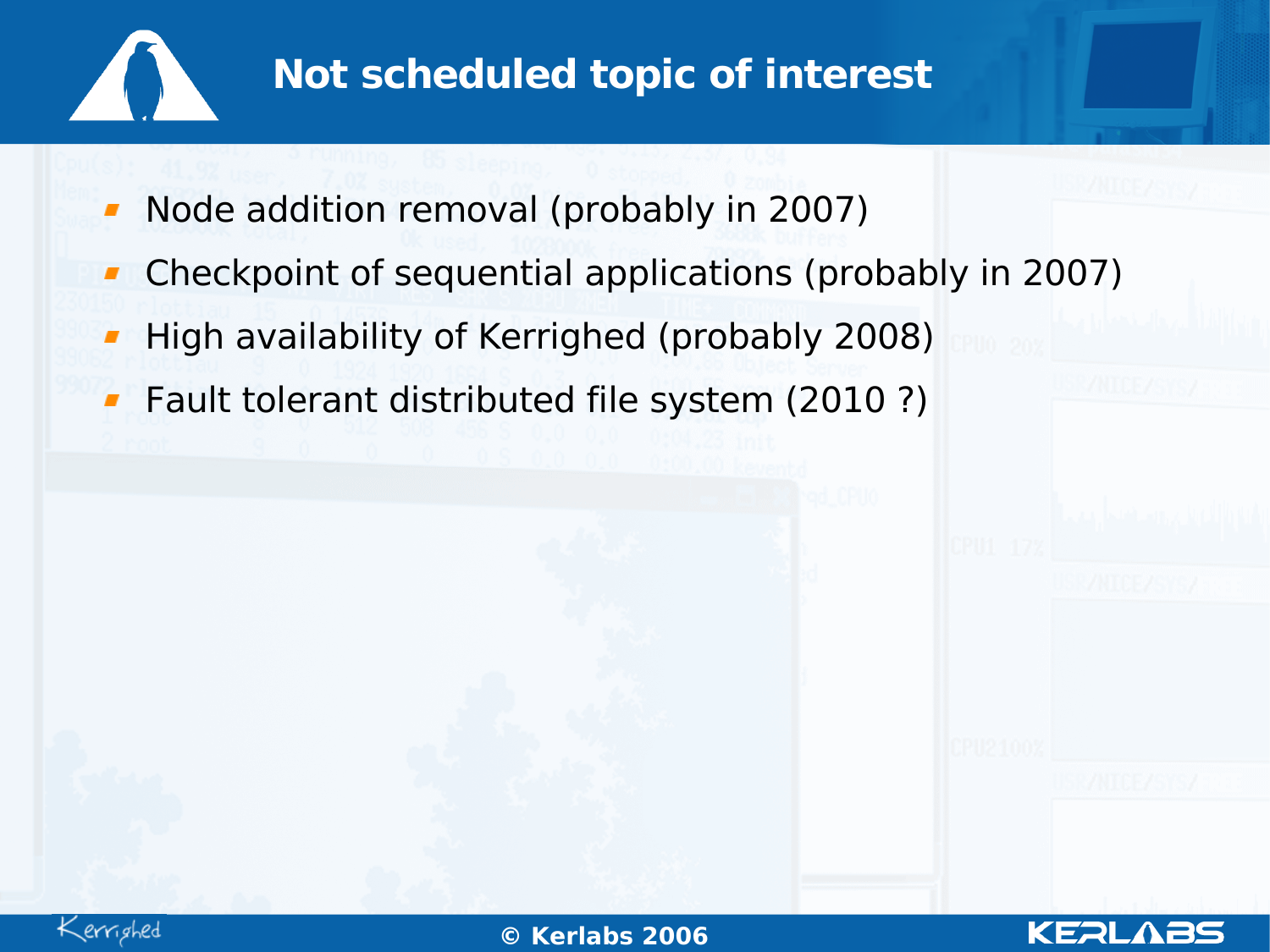# Not scheduled topic of interest

- Node addition removal (probably in 2007)
- Checkpoint of sequential applications (probably in 2007)
- High availability of Kerrighed (probably 2008)
- Fault tolerant distributed file system (2010 ?)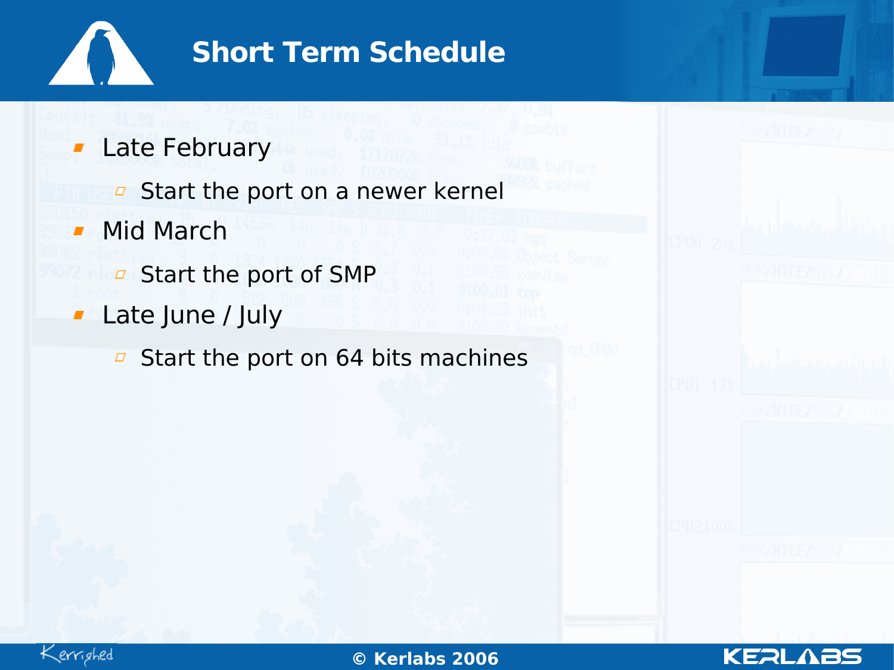# Short Term Schedule

- Late February
  - Start the port on a newer kernel
- Mid March
  - Start the port of SMP
- Late June / July
  - Start the port on 64 bits machines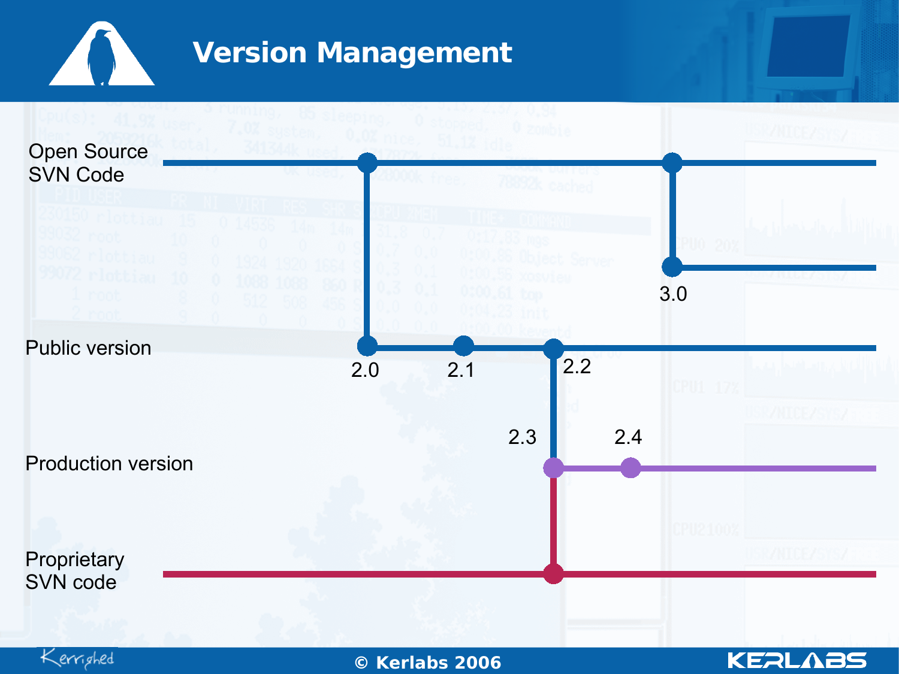# Version Management

Open Source SVN Code

3.0

Public version

2.0

2.1

2.2

2.3

2.4

Production version

Proprietary SVN code

© Kerlabs 2006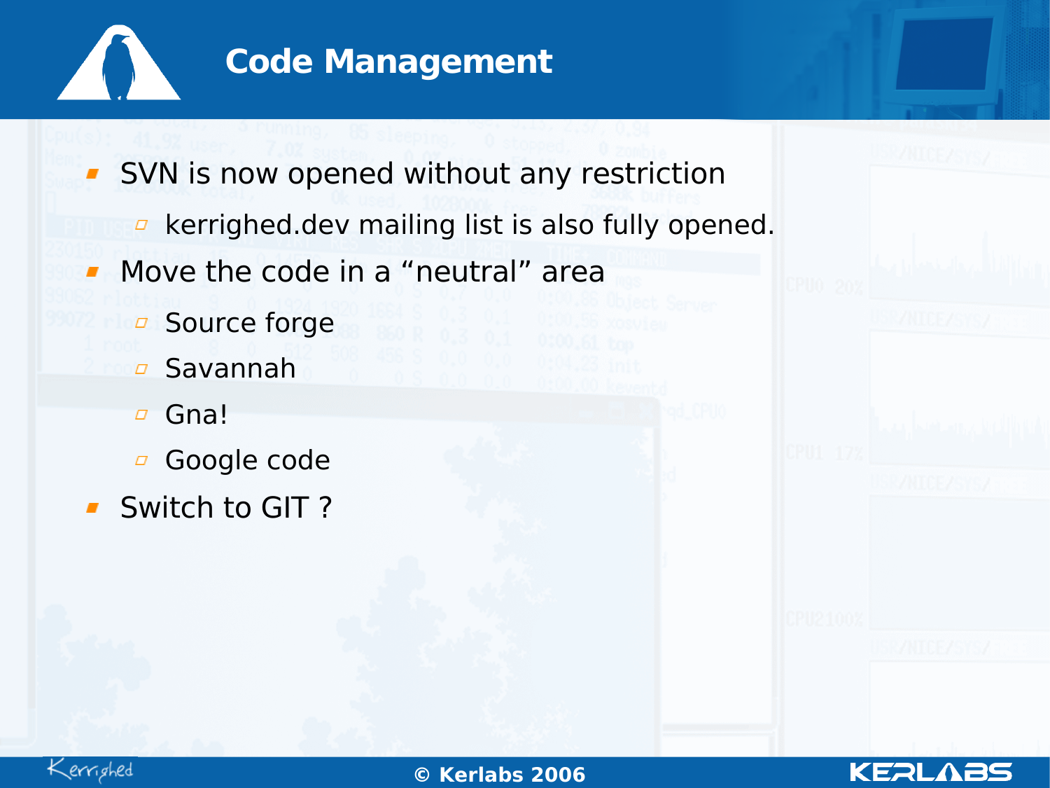# Code Management

- SVN is now opened without any restriction
  - kerrighed.dev mailing list is also fully opened.
- Move the code in a “neutral” area
  - Source forge
  - Savannah
  - Gna!
  - Google code
- Switch to GIT ?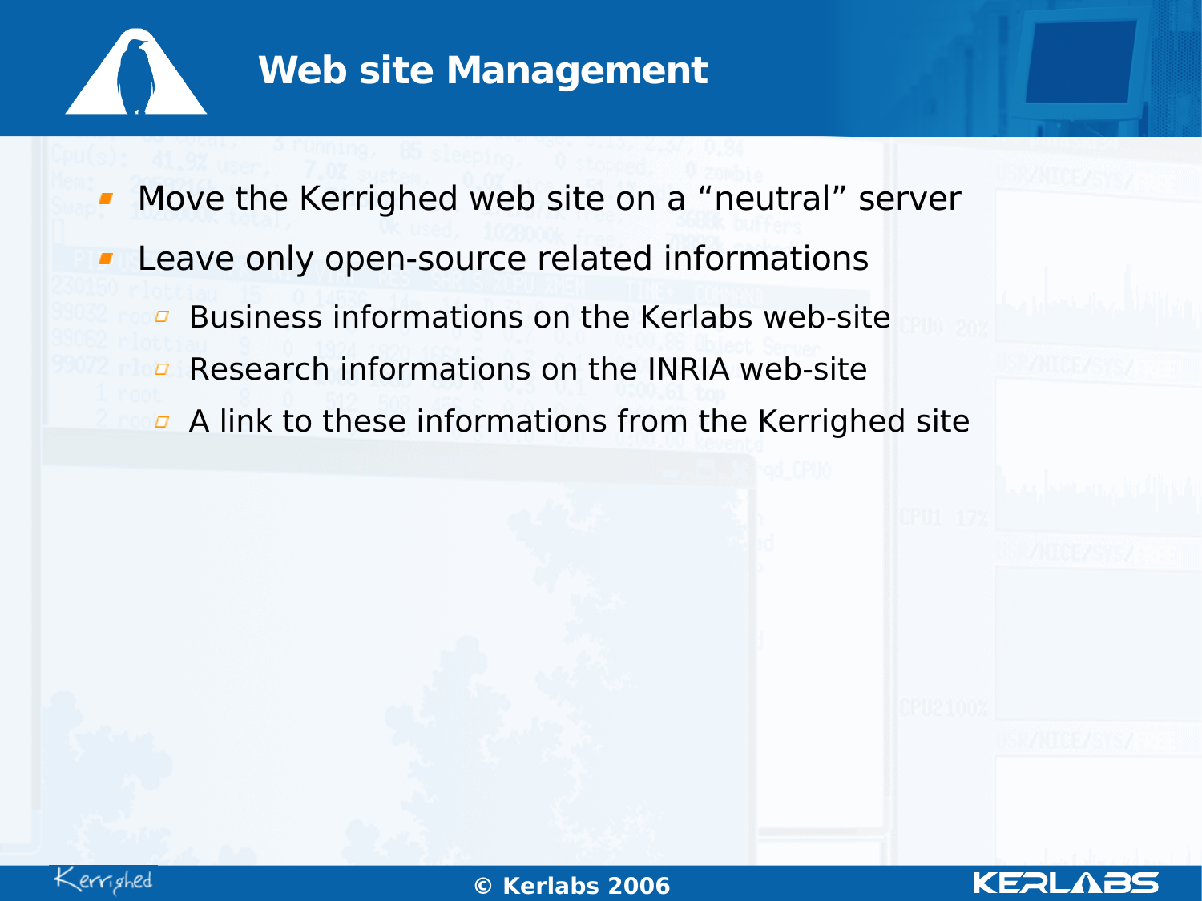# Web site Management

- Move the Kerrighed web site on a “neutral” server
- Leave only open-source related informations
  - Business informations on the Kerlabs web-site
  - Research informations on the INRIA web-site
  - A link to these informations from the Kerrighed site